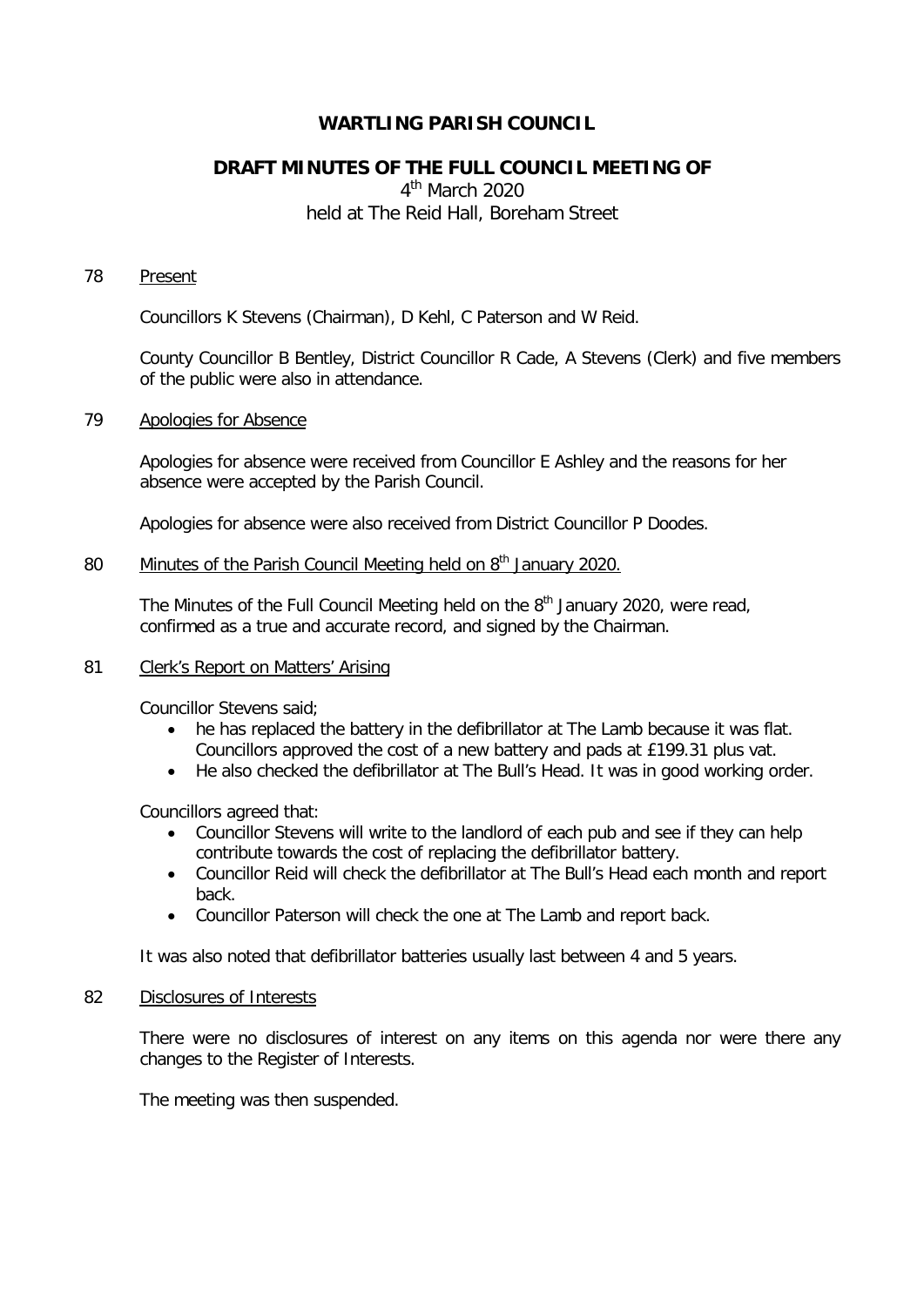# WARTLING PARISH COUNCIL

## DRAFT MINUTES OF THE FULL COUNCIL MEETING OF

4th March 2020
held at The Reid Hall, Boreham Street

78 Present

Councillors K Stevens (Chairman), D Kehl, C Paterson and W Reid.

County Councillor B Bentley, District Councillor R Cade, A Stevens (Clerk) and five members of the public were also in attendance.

79 Apologies for Absence

Apologies for absence were received from Councillor E Ashley and the reasons for her absence were accepted by the Parish Council.

Apologies for absence were also received from District Councillor P Doodes.

80 Minutes of the Parish Council Meeting held on 8th January 2020.

The Minutes of the Full Council Meeting held on the 8th January 2020, were read, confirmed as a true and accurate record, and signed by the Chairman.

81 Clerk's Report on Matters' Arising

Councillor Stevens said;

- he has replaced the battery in the defibrillator at The Lamb because it was flat. Councillors approved the cost of a new battery and pads at £199.31 plus vat.
- He also checked the defibrillator at The Bull's Head. It was in good working order.

Councillors agreed that:

- Councillor Stevens will write to the landlord of each pub and see if they can help contribute towards the cost of replacing the defibrillator battery.
- Councillor Reid will check the defibrillator at The Bull's Head each month and report back.
- Councillor Paterson will check the one at The Lamb and report back.

It was also noted that defibrillator batteries usually last between 4 and 5 years.

82 Disclosures of Interests

There were no disclosures of interest on any items on this agenda nor were there any changes to the Register of Interests.

The meeting was then suspended.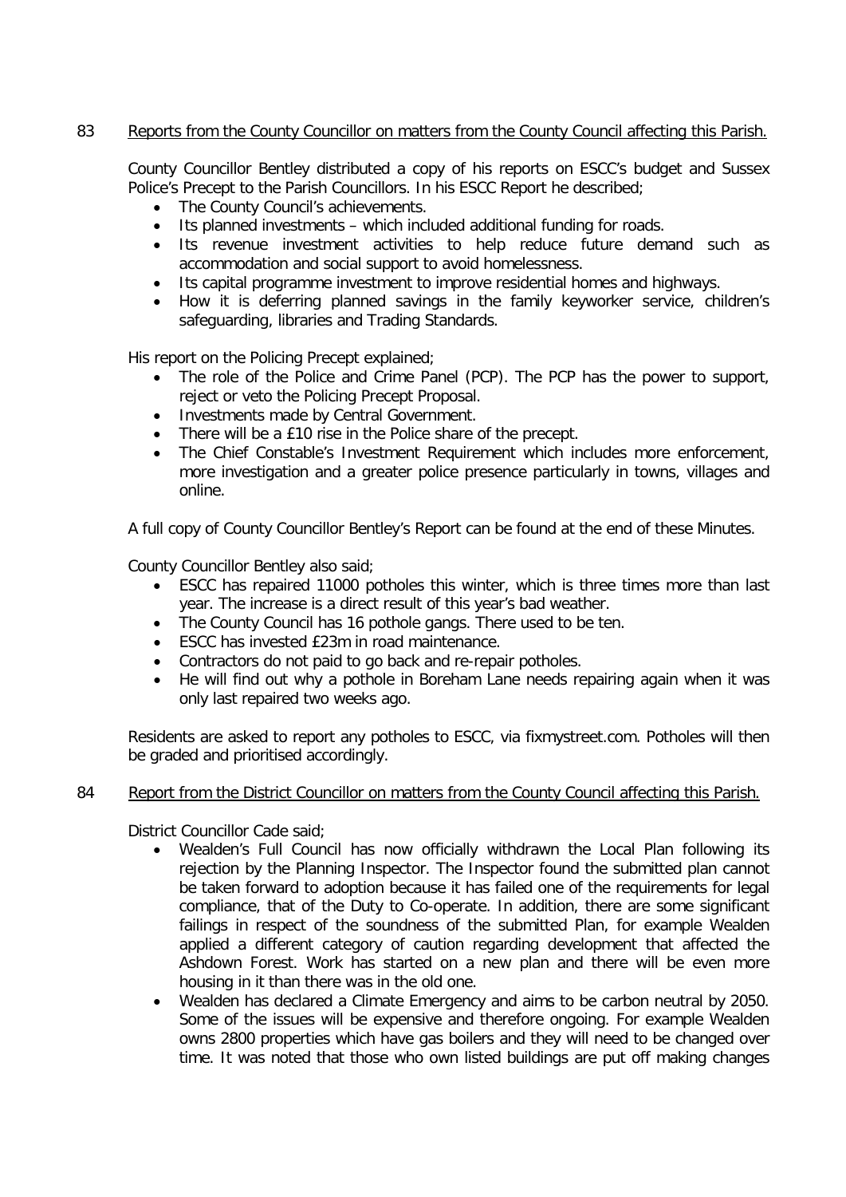83 Reports from the County Councillor on matters from the County Council affecting this Parish.

County Councillor Bentley distributed a copy of his reports on ESCC's budget and Sussex Police's Precept to the Parish Councillors. In his ESCC Report he described;

- The County Council's achievements.
- Its planned investments – which included additional funding for roads.
- Its revenue investment activities to help reduce future demand such as accommodation and social support to avoid homelessness.
- Its capital programme investment to improve residential homes and highways.
- How it is deferring planned savings in the family keyworker service, children's safeguarding, libraries and Trading Standards.

His report on the Policing Precept explained;

- The role of the Police and Crime Panel (PCP). The PCP has the power to support, reject or veto the Policing Precept Proposal.
- Investments made by Central Government.
- There will be a £10 rise in the Police share of the precept.
- The Chief Constable's Investment Requirement which includes more enforcement, more investigation and a greater police presence particularly in towns, villages and online.

A full copy of County Councillor Bentley's Report can be found at the end of these Minutes.

County Councillor Bentley also said;

- ESCC has repaired 11000 potholes this winter, which is three times more than last year. The increase is a direct result of this year's bad weather.
- The County Council has 16 pothole gangs. There used to be ten.
- ESCC has invested £23m in road maintenance.
- Contractors do not paid to go back and re-repair potholes.
- He will find out why a pothole in Boreham Lane needs repairing again when it was only last repaired two weeks ago.

Residents are asked to report any potholes to ESCC, via fixmystreet.com. Potholes will then be graded and prioritised accordingly.

84 Report from the District Councillor on matters from the County Council affecting this Parish.

District Councillor Cade said;

- Wealden's Full Council has now officially withdrawn the Local Plan following its rejection by the Planning Inspector. The Inspector found the submitted plan cannot be taken forward to adoption because it has failed one of the requirements for legal compliance, that of the Duty to Co-operate. In addition, there are some significant failings in respect of the soundness of the submitted Plan, for example Wealden applied a different category of caution regarding development that affected the Ashdown Forest. Work has started on a new plan and there will be even more housing in it than there was in the old one.
- Wealden has declared a Climate Emergency and aims to be carbon neutral by 2050. Some of the issues will be expensive and therefore ongoing. For example Wealden owns 2800 properties which have gas boilers and they will need to be changed over time. It was noted that those who own listed buildings are put off making changes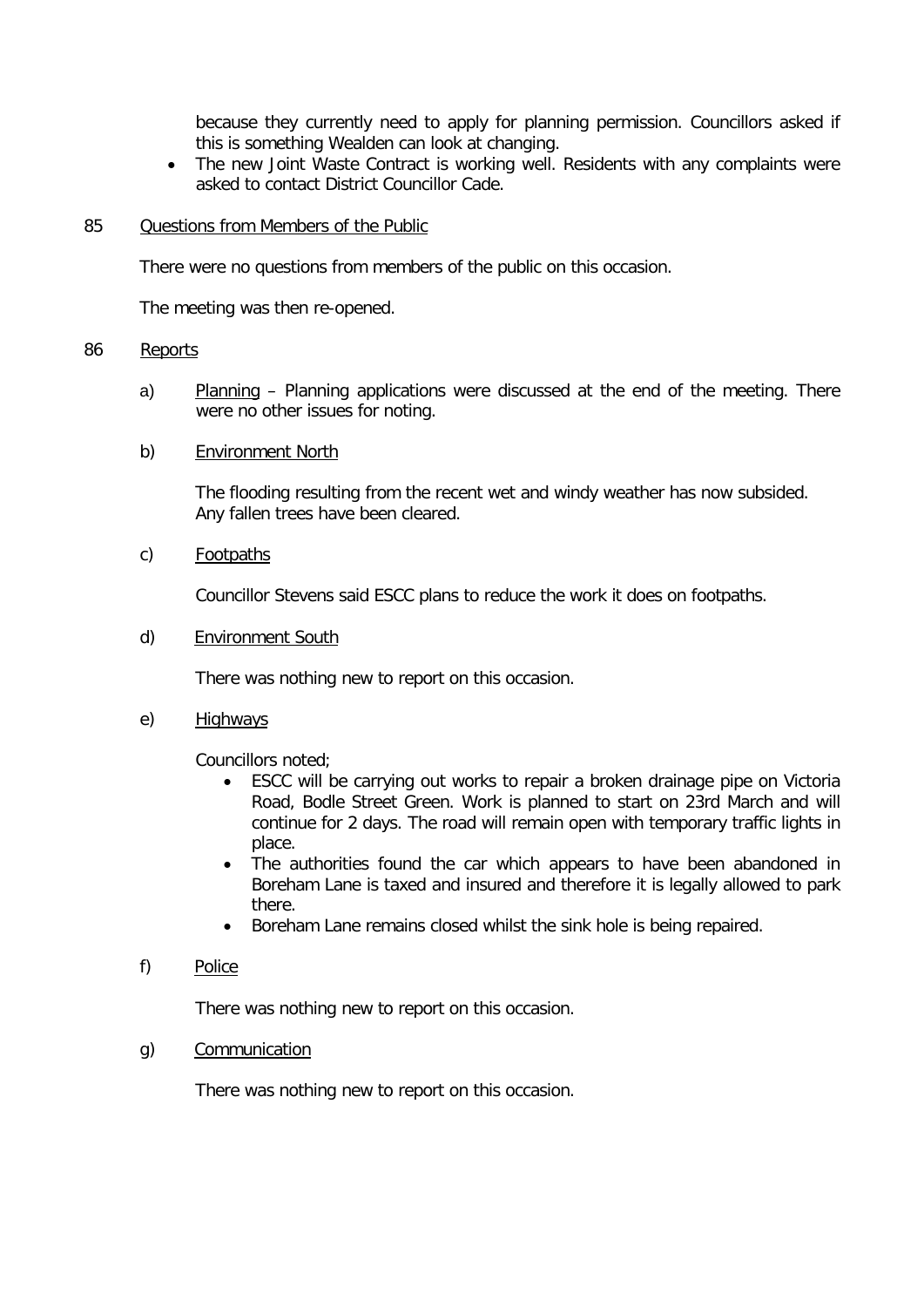because they currently need to apply for planning permission. Councillors asked if this is something Wealden can look at changing.

- The new Joint Waste Contract is working well. Residents with any complaints were asked to contact District Councillor Cade.

85 Questions from Members of the Public

There were no questions from members of the public on this occasion.

The meeting was then re-opened.

86 Reports

a) Planning – Planning applications were discussed at the end of the meeting. There were no other issues for noting.

b) Environment North

The flooding resulting from the recent wet and windy weather has now subsided. Any fallen trees have been cleared.

c) Footpaths

Councillor Stevens said ESCC plans to reduce the work it does on footpaths.

d) Environment South

There was nothing new to report on this occasion.

e) Highways

Councillors noted;

- ESCC will be carrying out works to repair a broken drainage pipe on Victoria Road, Bodle Street Green. Work is planned to start on 23rd March and will continue for 2 days. The road will remain open with temporary traffic lights in place.
- The authorities found the car which appears to have been abandoned in Boreham Lane is taxed and insured and therefore it is legally allowed to park there.
- Boreham Lane remains closed whilst the sink hole is being repaired.

f) Police

There was nothing new to report on this occasion.

g) Communication

There was nothing new to report on this occasion.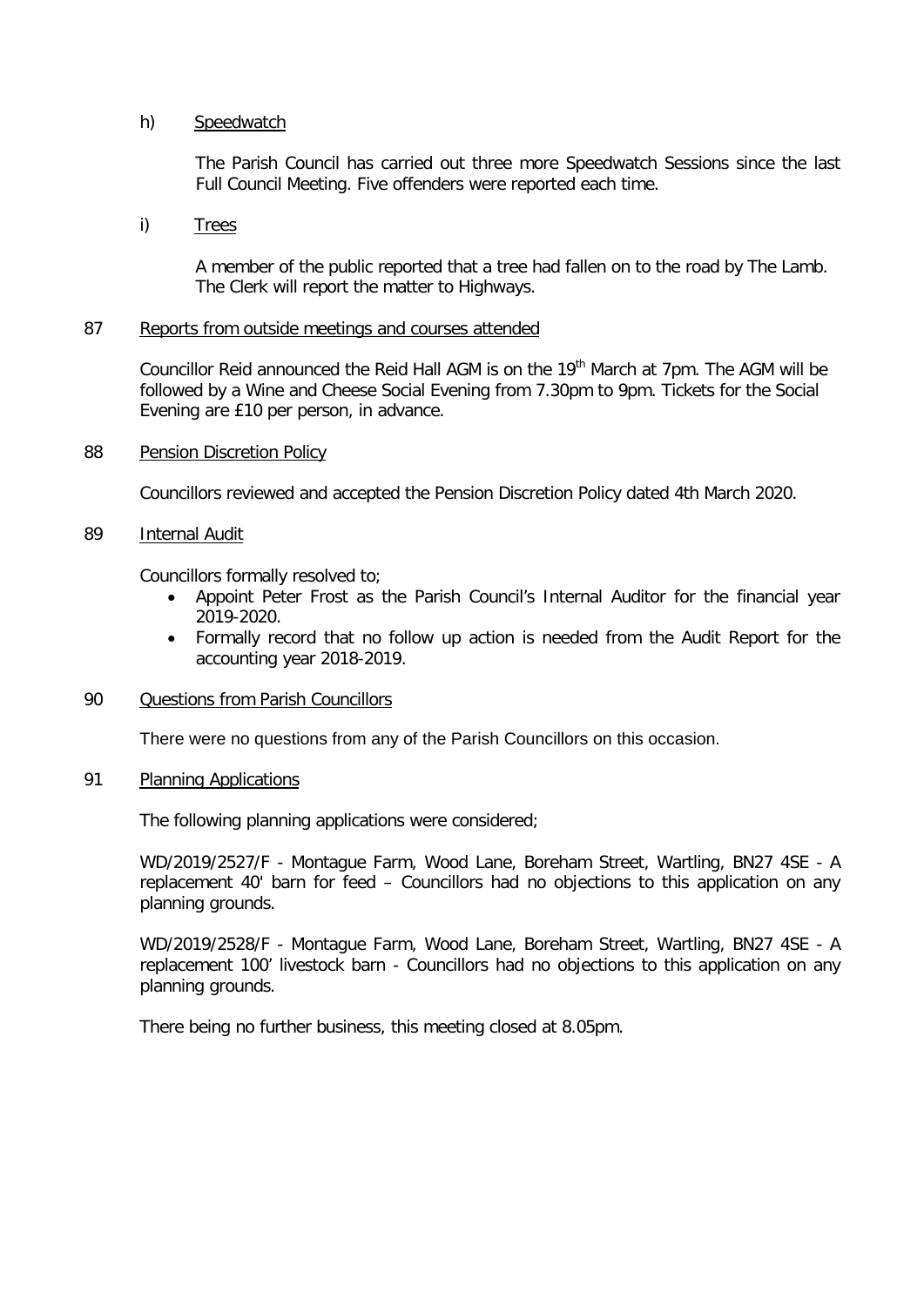h) Speedwatch

The Parish Council has carried out three more Speedwatch Sessions since the last Full Council Meeting. Five offenders were reported each time.

i) Trees

A member of the public reported that a tree had fallen on to the road by The Lamb. The Clerk will report the matter to Highways.

87 Reports from outside meetings and courses attended

Councillor Reid announced the Reid Hall AGM is on the 19th March at 7pm. The AGM will be followed by a Wine and Cheese Social Evening from 7.30pm to 9pm. Tickets for the Social Evening are £10 per person, in advance.

88 Pension Discretion Policy

Councillors reviewed and accepted the Pension Discretion Policy dated 4th March 2020.

89 Internal Audit

Councillors formally resolved to;

- Appoint Peter Frost as the Parish Council's Internal Auditor for the financial year 2019-2020.
- Formally record that no follow up action is needed from the Audit Report for the accounting year 2018-2019.

90 Questions from Parish Councillors

There were no questions from any of the Parish Councillors on this occasion.

91 Planning Applications

The following planning applications were considered;

WD/2019/2527/F - Montague Farm, Wood Lane, Boreham Street, Wartling, BN27 4SE - A replacement 40' barn for feed – Councillors had no objections to this application on any planning grounds.

WD/2019/2528/F - Montague Farm, Wood Lane, Boreham Street, Wartling, BN27 4SE - A replacement 100' livestock barn - Councillors had no objections to this application on any planning grounds.

There being no further business, this meeting closed at 8.05pm.